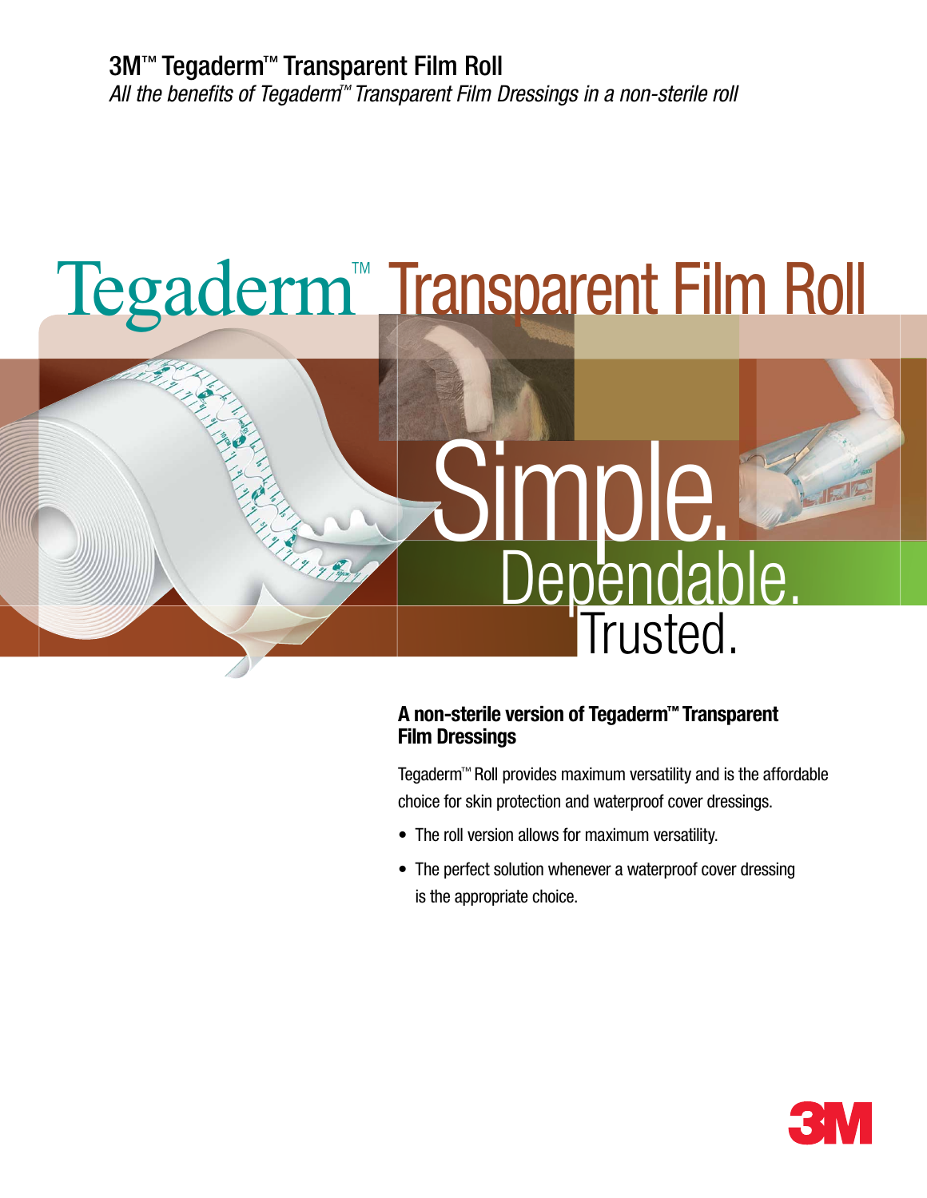# 3M™ Tegaderm™ Transparent Film Roll

*All the benefits of Tegaderm™ Transparent Film Dressings in a non-sterile roll*

## Tegaderm™ Transparent Film Roll

Simple. Dependable. Trusted.

### A non-sterile version of Tegaderm™ Transparent Film Dressings

Tegaderm™ Roll provides maximum versatility and is the affordable choice for skin protection and waterproof cover dressings.

- The roll version allows for maximum versatility.
- The perfect solution whenever a waterproof cover dressing is the appropriate choice.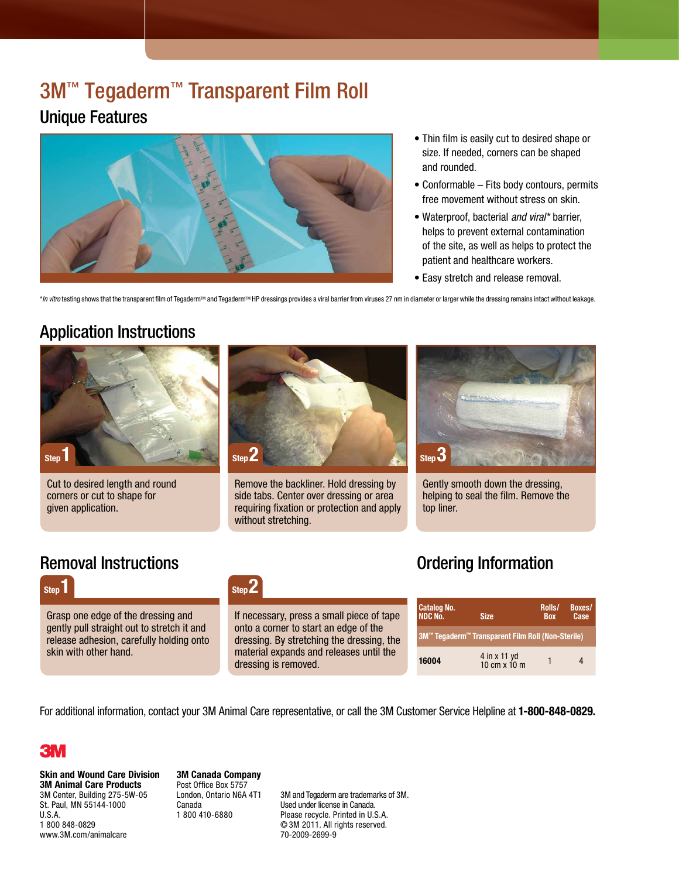# 3M™ Tegaderm™ Transparent Film Roll

## Unique Features

- Thin film is easily cut to desired shape or size. If needed, corners can be shaped and rounded.
- Conformable – Fits body contours, permits free movement without stress on skin.
- Waterproof, bacterial *and viral** barrier, helps to prevent external contamination of the site, as well as helps to protect the patient and healthcare workers.
- Easy stretch and release removal.

**In vitro* testing shows that the transparent film of Tegaderm™ and Tegaderm™ HP dressings provides a viral barrier from viruses 27 nm in diameter or larger while the dressing remains intact without leakage.

## Application Instructions

**Step 1**

Cut to desired length and round corners or cut to shape for given application.

**Step 2**

Remove the backliner. Hold dressing by side tabs. Center over dressing or area requiring fixation or protection and apply without stretching.

**Step 3**

Gently smooth down the dressing, helping to seal the film. Remove the top liner.

## Removal Instructions

**Step 1**

Grasp one edge of the dressing and gently pull straight out to stretch it and release adhesion, carefully holding onto skin with other hand.

**Step 2**

If necessary, press a small piece of tape onto a corner to start an edge of the dressing. By stretching the dressing, the material expands and releases until the dressing is removed.

## Ordering Information

| Catalog No. NDC No. | Size | Rolls/ Box | Boxes/ Case |
|---|---|---|---|
| 3M™ Tegaderm™ Transparent Film Roll (Non-Sterile) | | | |
| **16004** | 4 in x 11 yd 10 cm x 10 m | 1 | 4 |

For additional information, contact your 3M Animal Care representative, or call the 3M Customer Service Helpline at **1-800-848-0829.**

3M

**Skin and Wound Care Division**
**3M Animal Care Products**
3M Center, Building 275-5W-05
St. Paul, MN 55144-1000
U.S.A.
1 800 848-0829
www.3M.com/animalcare

**3M Canada Company**
Post Office Box 5757
London, Ontario N6A 4T1
Canada
1 800 410-6880

3M and Tegaderm are trademarks of 3M.
Used under license in Canada.
Please recycle. Printed in U.S.A.
© 3M 2011. All rights reserved.
70-2009-2699-9